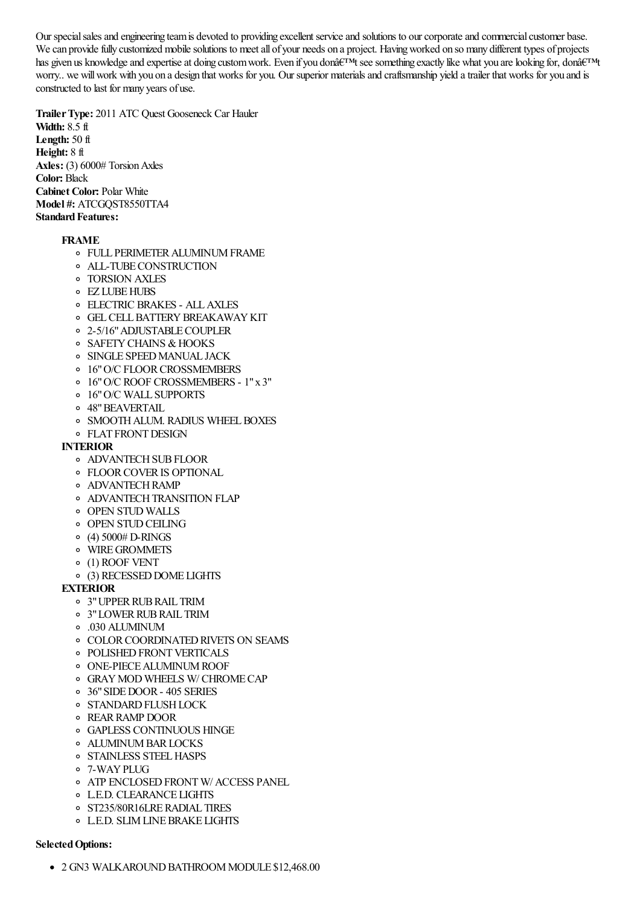Our special sales and engineering team is devoted to providing excellent service and solutions to our corporate and commercial customer base. We can provide fully customized mobile solutions to meet all of your needs on a project. Having worked on so many different types of projects has given us knowledge and expertise at doing custom work. Even if you donâ€™t see something exactly like what you are looking for, donâ€™t worry.. we will work with you on a design that works for you. Our superior materials and craftsmanship yield a trailer that works for you and is constructed to last for many years of use.

**Trailer Type:** 2011 ATC Quest Gooseneck Car Hauler
**Width:** 8.5 ft
**Length:** 50 ft
**Height:** 8 ft
**Axles:** (3) 6000# Torsion Axles
**Color:** Black
**Cabinet Color:** Polar White
**Model #:** ATCGQST8550TTA4
**Standard Features:**

**FRAME**

- FULL PERIMETER ALUMINUM FRAME
- ALL-TUBE CONSTRUCTION
- TORSION AXLES
- EZ LUBE HUBS
- ELECTRIC BRAKES - ALL AXLES
- GEL CELL BATTERY BREAKAWAY KIT
- 2-5/16" ADJUSTABLE COUPLER
- SAFETY CHAINS & HOOKS
- SINGLE SPEED MANUAL JACK
- 16" O/C FLOOR CROSSMEMBERS
- 16" O/C ROOF CROSSMEMBERS - 1" x 3"
- 16" O/C WALL SUPPORTS
- 48" BEAVERTAIL
- SMOOTH ALUM. RADIUS WHEEL BOXES
- FLAT FRONT DESIGN

**INTERIOR**

- ADVANTECH SUB FLOOR
- FLOOR COVER IS OPTIONAL
- ADVANTECH RAMP
- ADVANTECH TRANSITION FLAP
- OPEN STUD WALLS
- OPEN STUD CEILING
- (4) 5000# D-RINGS
- WIRE GROMMETS
- (1) ROOF VENT
- (3) RECESSED DOME LIGHTS

**EXTERIOR**

- 3" UPPER RUB RAIL TRIM
- 3" LOWER RUB RAIL TRIM
- .030 ALUMINUM
- COLOR COORDINATED RIVETS ON SEAMS
- POLISHED FRONT VERTICALS
- ONE-PIECE ALUMINUM ROOF
- GRAY MOD WHEELS W/ CHROME CAP
- 36" SIDE DOOR - 405 SERIES
- STANDARD FLUSH LOCK
- REAR RAMP DOOR
- GAPLESS CONTINUOUS HINGE
- ALUMINUM BAR LOCKS
- STAINLESS STEEL HASPS
- 7-WAY PLUG
- ATP ENCLOSED FRONT W/ ACCESS PANEL
- L.E.D. CLEARANCE LIGHTS
- ST235/80R16LRE RADIAL TIRES
- L.E.D. SLIM LINE BRAKE LIGHTS

**Selected Options:**

- 2 GN3 WALKAROUND BATHROOM MODULE $12,468.00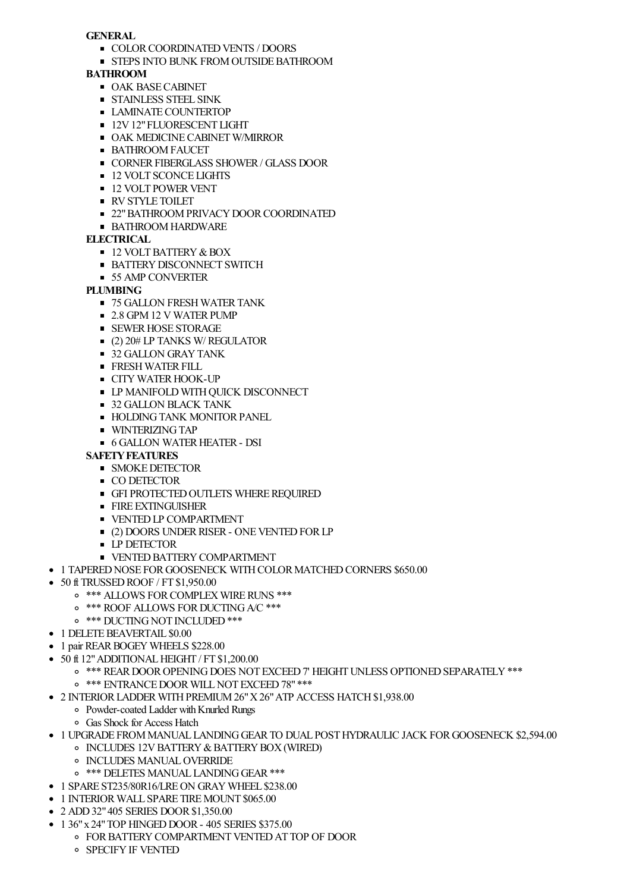**GENERAL**

- COLOR COORDINATED VENTS / DOORS
- STEPS INTO BUNK FROM OUTSIDE BATHROOM

**BATHROOM**

- OAK BASE CABINET
- STAINLESS STEEL SINK
- LAMINATE COUNTERTOP
- 12V 12" FLUORESCENT LIGHT
- OAK MEDICINE CABINET W/MIRROR
- BATHROOM FAUCET
- CORNER FIBERGLASS SHOWER / GLASS DOOR
- 12 VOLT SCONCE LIGHTS
- 12 VOLT POWER VENT
- RV STYLE TOILET
- 22" BATHROOM PRIVACY DOOR COORDINATED
- BATHROOM HARDWARE

**ELECTRICAL**

- 12 VOLT BATTERY & BOX
- BATTERY DISCONNECT SWITCH
- 55 AMP CONVERTER

**PLUMBING**

- 75 GALLON FRESH WATER TANK
- 2.8 GPM 12 V WATER PUMP
- SEWER HOSE STORAGE
- (2) 20# LP TANKS W/ REGULATOR
- 32 GALLON GRAY TANK
- FRESH WATER FILL
- CITY WATER HOOK-UP
- LP MANIFOLD WITH QUICK DISCONNECT
- 32 GALLON BLACK TANK
- HOLDING TANK MONITOR PANEL
- WINTERIZING TAP
- 6 GALLON WATER HEATER - DSI

**SAFETY FEATURES**

- SMOKE DETECTOR
- CO DETECTOR
- GFI PROTECTED OUTLETS WHERE REQUIRED
- FIRE EXTINGUISHER
- VENTED LP COMPARTMENT
- (2) DOORS UNDER RISER - ONE VENTED FOR LP
- LP DETECTOR
- VENTED BATTERY COMPARTMENT

- 1 TAPERED NOSE FOR GOOSENECK WITH COLOR MATCHED CORNERS $650.00
- 50 ft TRUSSED ROOF / FT $1,950.00
  - *** ALLOWS FOR COMPLEX WIRE RUNS ***
  - *** ROOF ALLOWS FOR DUCTING A/C ***
  - *** DUCTING NOT INCLUDED ***
- 1 DELETE BEAVERTAIL $0.00
- 1 pair REAR BOGEY WHEELS $228.00
- 50 ft 12" ADDITIONAL HEIGHT / FT $1,200.00
  - *** REAR DOOR OPENING DOES NOT EXCEED 7' HEIGHT UNLESS OPTIONED SEPARATELY ***
  - *** ENTRANCE DOOR WILL NOT EXCEED 78" ***
- 2 INTERIOR LADDER WITH PREMIUM 26" X 26" ATP ACCESS HATCH $1,938.00
  - Powder-coated Ladder with Knurled Rungs
  - Gas Shock for Access Hatch
- 1 UPGRADE FROM MANUAL LANDING GEAR TO DUAL POST HYDRAULIC JACK FOR GOOSENECK $2,594.00
  - INCLUDES 12V BATTERY & BATTERY BOX (WIRED)
  - INCLUDES MANUAL OVERRIDE
  - *** DELETES MANUAL LANDING GEAR ***
- 1 SPARE ST235/80R16/LRE ON GRAY WHEEL $238.00
- 1 INTERIOR WALL SPARE TIRE MOUNT $065.00
- 2 ADD 32" 405 SERIES DOOR $1,350.00
- 1 36" x 24" TOP HINGED DOOR - 405 SERIES $375.00
  - FOR BATTERY COMPARTMENT VENTED AT TOP OF DOOR
  - SPECIFY IF VENTED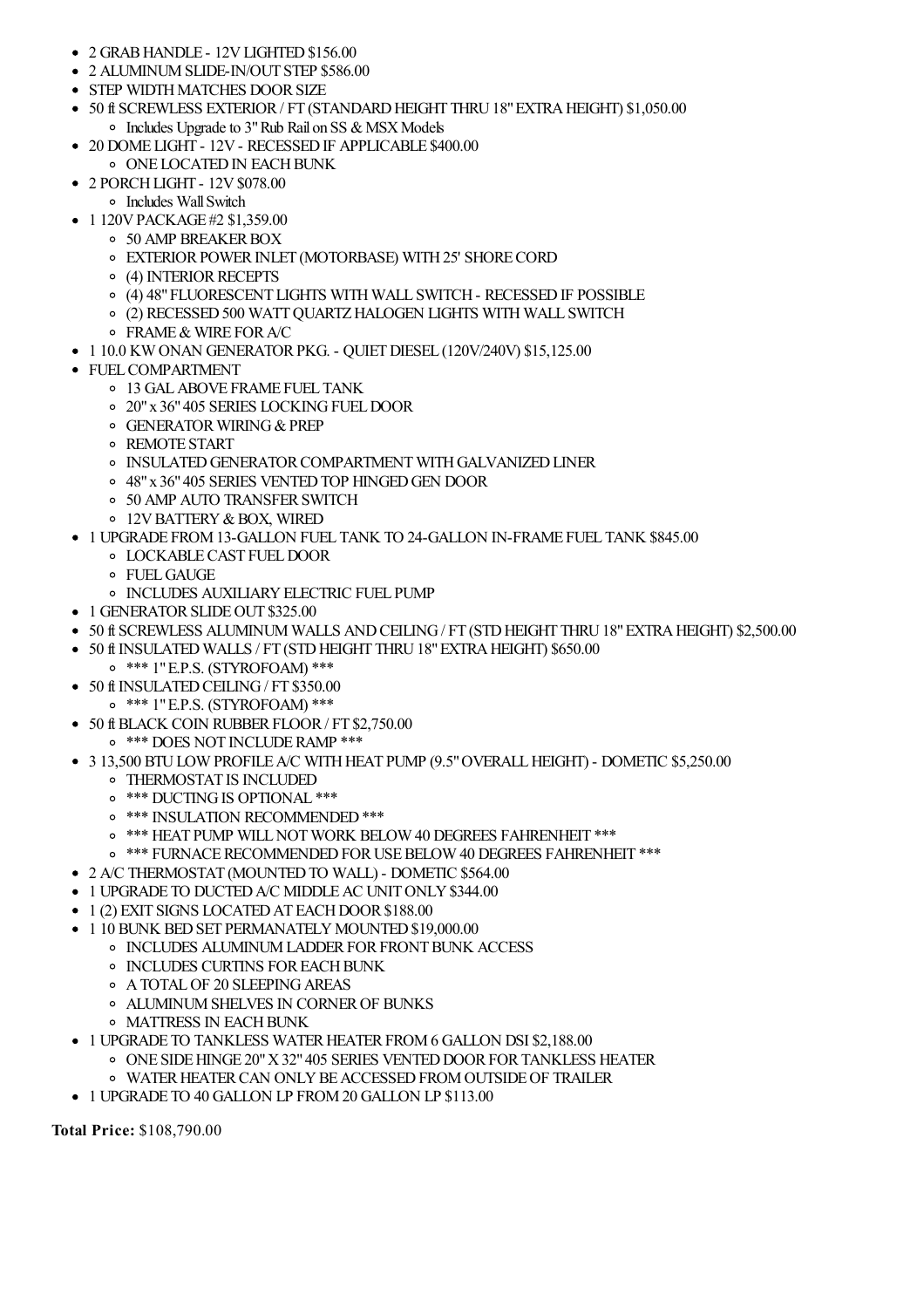- 2 GRAB HANDLE - 12V LIGHTED $156.00
- 2 ALUMINUM SLIDE-IN/OUT STEP $586.00
- STEP WIDTH MATCHES DOOR SIZE
- 50 ft SCREWLESS EXTERIOR / FT (STANDARD HEIGHT THRU 18" EXTRA HEIGHT) $1,050.00
  - Includes Upgrade to 3" Rub Rail on SS & MSX Models
- 20 DOME LIGHT - 12V - RECESSED IF APPLICABLE $400.00
  - ONE LOCATED IN EACH BUNK
- 2 PORCH LIGHT - 12V $078.00
  - Includes Wall Switch
- 1 120V PACKAGE #2 $1,359.00
  - 50 AMP BREAKER BOX
  - EXTERIOR POWER INLET (MOTORBASE) WITH 25' SHORE CORD
  - (4) INTERIOR RECEPTS
  - (4) 48" FLUORESCENT LIGHTS WITH WALL SWITCH - RECESSED IF POSSIBLE
  - (2) RECESSED 500 WATT QUARTZ HALOGEN LIGHTS WITH WALL SWITCH
  - FRAME & WIRE FOR A/C
- 1 10.0 KW ONAN GENERATOR PKG. - QUIET DIESEL (120V/240V) $15,125.00
- FUEL COMPARTMENT
  - 13 GAL ABOVE FRAME FUEL TANK
  - 20" x 36" 405 SERIES LOCKING FUEL DOOR
  - GENERATOR WIRING & PREP
  - REMOTE START
  - INSULATED GENERATOR COMPARTMENT WITH GALVANIZED LINER
  - 48" x 36" 405 SERIES VENTED TOP HINGED GEN DOOR
  - 50 AMP AUTO TRANSFER SWITCH
  - 12V BATTERY & BOX, WIRED
- 1 UPGRADE FROM 13-GALLON FUEL TANK TO 24-GALLON IN-FRAME FUEL TANK $845.00
  - LOCKABLE CAST FUEL DOOR
  - FUEL GAUGE
  - INCLUDES AUXILIARY ELECTRIC FUEL PUMP
- 1 GENERATOR SLIDE OUT $325.00
- 50 ft SCREWLESS ALUMINUM WALLS AND CEILING / FT (STD HEIGHT THRU 18" EXTRA HEIGHT) $2,500.00
- 50 ft INSULATED WALLS / FT (STD HEIGHT THRU 18" EXTRA HEIGHT) $650.00
  - *** 1" E.P.S. (STYROFOAM) ***
- 50 ft INSULATED CEILING / FT $350.00
  - *** 1" E.P.S. (STYROFOAM) ***
- 50 ft BLACK COIN RUBBER FLOOR / FT $2,750.00
  - *** DOES NOT INCLUDE RAMP ***
- 3 13,500 BTU LOW PROFILE A/C WITH HEAT PUMP (9.5" OVERALL HEIGHT) - DOMETIC $5,250.00
  - THERMOSTAT IS INCLUDED
  - *** DUCTING IS OPTIONAL ***
  - *** INSULATION RECOMMENDED ***
  - *** HEAT PUMP WILL NOT WORK BELOW 40 DEGREES FAHRENHEIT ***
  - *** FURNACE RECOMMENDED FOR USE BELOW 40 DEGREES FAHRENHEIT ***
- 2 A/C THERMOSTAT (MOUNTED TO WALL) - DOMETIC $564.00
- 1 UPGRADE TO DUCTED A/C MIDDLE AC UNIT ONLY $344.00
- 1 (2) EXIT SIGNS LOCATED AT EACH DOOR $188.00
- 1 10 BUNK BED SET PERMANATELY MOUNTED $19,000.00
  - INCLUDES ALUMINUM LADDER FOR FRONT BUNK ACCESS
  - INCLUDES CURTINS FOR EACH BUNK
  - A TOTAL OF 20 SLEEPING AREAS
  - ALUMINUM SHELVES IN CORNER OF BUNKS
  - MATTRESS IN EACH BUNK
- 1 UPGRADE TO TANKLESS WATER HEATER FROM 6 GALLON DSI $2,188.00
  - ONE SIDE HINGE 20" X 32" 405 SERIES VENTED DOOR FOR TANKLESS HEATER
  - WATER HEATER CAN ONLY BE ACCESSED FROM OUTSIDE OF TRAILER
- 1 UPGRADE TO 40 GALLON LP FROM 20 GALLON LP $113.00

**Total Price:** $108,790.00